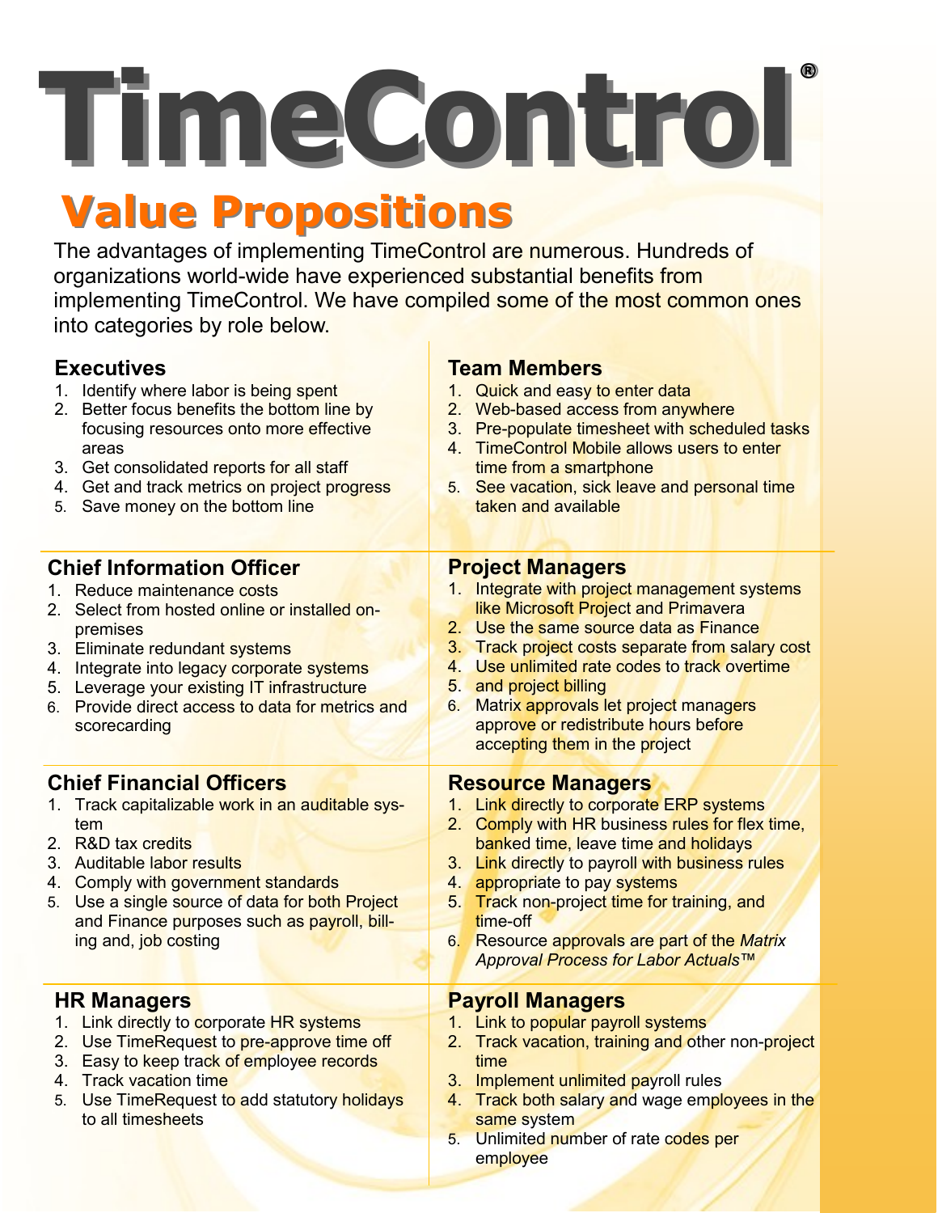# TimeControl®

## Value Propositions

The advantages of implementing TimeControl are numerous. Hundreds of organizations world-wide have experienced substantial benefits from implementing TimeControl. We have compiled some of the most common ones into categories by role below.

### Executives

1. Identify where labor is being spent
2. Better focus benefits the bottom line by focusing resources onto more effective areas
3. Get consolidated reports for all staff
4. Get and track metrics on project progress
5. Save money on the bottom line

### Team Members

1. Quick and easy to enter data
2. Web-based access from anywhere
3. Pre-populate timesheet with scheduled tasks
4. TimeControl Mobile allows users to enter time from a smartphone
5. See vacation, sick leave and personal time taken and available

### Chief Information Officer

1. Reduce maintenance costs
2. Select from hosted online or installed on-premises
3. Eliminate redundant systems
4. Integrate into legacy corporate systems
5. Leverage your existing IT infrastructure
6. Provide direct access to data for metrics and scorecarding

### Project Managers

1. Integrate with project management systems like Microsoft Project and Primavera
2. Use the same source data as Finance
3. Track project costs separate from salary cost
4. Use unlimited rate codes to track overtime
5. and project billing
6. Matrix approvals let project managers approve or redistribute hours before accepting them in the project

### Chief Financial Officers

1. Track capitalizable work in an auditable system
2. R&D tax credits
3. Auditable labor results
4. Comply with government standards
5. Use a single source of data for both Project and Finance purposes such as payroll, billing and, job costing

### Resource Managers

1. Link directly to corporate ERP systems
2. Comply with HR business rules for flex time, banked time, leave time and holidays
3. Link directly to payroll with business rules
4. appropriate to pay systems
5. Track non-project time for training, and time-off
6. Resource approvals are part of the *Matrix Approval Process for Labor Actuals™*

### HR Managers

1. Link directly to corporate HR systems
2. Use TimeRequest to pre-approve time off
3. Easy to keep track of employee records
4. Track vacation time
5. Use TimeRequest to add statutory holidays to all timesheets

### Payroll Managers

1. Link to popular payroll systems
2. Track vacation, training and other non-project time
3. Implement unlimited payroll rules
4. Track both salary and wage employees in the same system
5. Unlimited number of rate codes per employee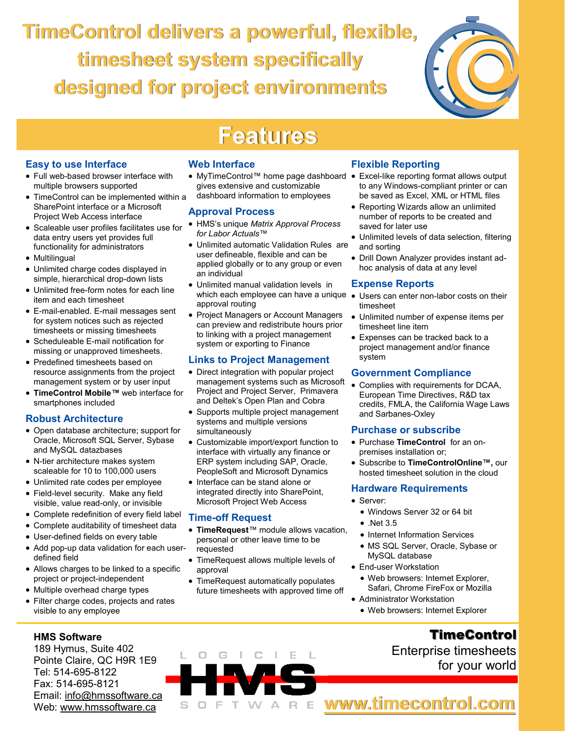# TimeControl delivers a powerful, flexible, timesheet system specifically designed for project environments

## Features

### Easy to use Interface

- Full web-based browser interface with multiple browsers supported
- TimeControl can be implemented within a SharePoint interface or a Microsoft Project Web Access interface
- Scaleable user profiles facilitates use for data entry users yet provides full functionality for administrators
- Multilingual
- Unlimited charge codes displayed in simple, hierarchical drop-down lists
- Unlimited free-form notes for each line item and each timesheet
- E-mail-enabled. E-mail messages sent for system notices such as rejected timesheets or missing timesheets
- Scheduleable E-mail notification for missing or unapproved timesheets.
- Predefined timesheets based on resource assignments from the project management system or by user input
- **TimeControl Mobile™** web interface for smartphones included

### Robust Architecture

- Open database architecture; support for Oracle, Microsoft SQL Server, Sybase and MySQL datazbases
- N-tier architecture makes system scaleable for 10 to 100,000 users
- Unlimited rate codes per employee
- Field-level security. Make any field visible, value read-only, or invisible
- Complete redefinition of every field label
- Complete auditability of timesheet data
- User-defined fields on every table
- Add pop-up data validation for each user-defined field
- Allows charges to be linked to a specific project or project-independent
- Multiple overhead charge types
- Filter charge codes, projects and rates visible to any employee

### Web Interface

- MyTimeControl™ home page dashboard gives extensive and customizable dashboard information to employees

### Approval Process

- HMS's unique *Matrix Approval Process for Labor Actuals™*
- Unlimited automatic Validation Rules are user defineable, flexible and can be applied globally or to any group or even an individual
- Unlimited manual validation levels in which each employee can have a unique approval routing
- Project Managers or Account Managers can preview and redistribute hours prior to linking with a project management system or exporting to Finance

### Links to Project Management

- Direct integration with popular project management systems such as Microsoft Project and Project Server, Primavera and Deltek's Open Plan and Cobra
- Supports multiple project management systems and multiple versions simultaneously
- Customizable import/export function to interface with virtually any finance or ERP system including SAP, Oracle, PeopleSoft and Microsoft Dynamics
- Interface can be stand alone or integrated directly into SharePoint, Microsoft Project Web Access

### Time-off Request

- **TimeRequest**™ module allows vacation, personal or other leave time to be requested
- TimeRequest allows multiple levels of approval
- TimeRequest automatically populates future timesheets with approved time off

### Flexible Reporting

- Excel-like reporting format allows output to any Windows-compliant printer or can be saved as Excel, XML or HTML files
- Reporting Wizards allow an unlimited number of reports to be created and saved for later use
- Unlimited levels of data selection, filtering and sorting
- Drill Down Analyzer provides instant ad-hoc analysis of data at any level

### Expense Reports

- Users can enter non-labor costs on their timesheet
- Unlimited number of expense items per timesheet line item
- Expenses can be tracked back to a project management and/or finance system

### Government Compliance

- Complies with requirements for DCAA, European Time Directives, R&D tax credits, FMLA, the California Wage Laws and Sarbanes-Oxley

### Purchase or subscribe

- Purchase **TimeControl** for an on-premises installation or;
- Subscribe to **TimeControlOnline™,** our hosted timesheet solution in the cloud

### Hardware Requirements

- Server:
  - Windows Server 32 or 64 bit
  - .Net 3.5
  - Internet Information Services
  - MS SQL Server, Oracle, Sybase or MySQL database
- End-user Workstation
  - Web browsers: Internet Explorer, Safari, Chrome FireFox or Mozilla
- Administrator Workstation
  - Web browsers: Internet Explorer

**HMS Software**
189 Hymus, Suite 402
Pointe Claire, QC H9R 1E9
Tel: 514-695-8122
Fax: 514-695-8121
Email: info@hmssoftware.ca
Web: www.hmssoftware.ca

LOGICIEL HMS SOFTWARE

**TimeControl**
Enterprise timesheets for your world

www.timecontrol.com